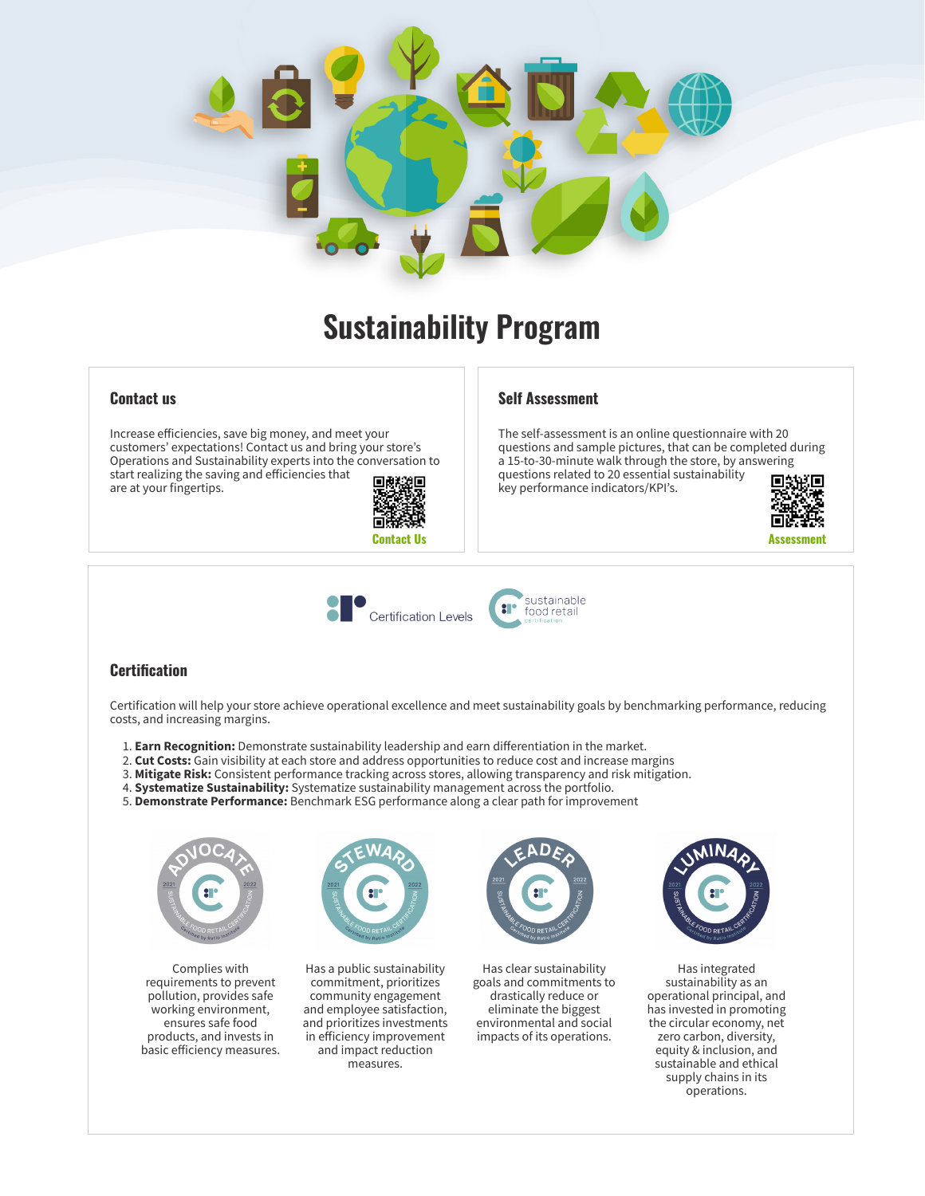# Sustainability Program

## Contact us

Increase efficiencies, save big money, and meet your customers' expectations! Contact us and bring your store's Operations and Sustainability experts into the conversation to start realizing the saving and efficiencies that are at your fingertips.

Contact Us

## Self Assessment

The self-assessment is an online questionnaire with 20 questions and sample pictures, that can be completed during a 15-to-30-minute walk through the store, by answering questions related to 20 essential sustainability key performance indicators/KPI's.

Assessment

Certification Levels

sustainable food retail certification

## Certification

Certification will help your store achieve operational excellence and meet sustainability goals by benchmarking performance, reducing costs, and increasing margins.

1. **Earn Recognition:** Demonstrate sustainability leadership and earn differentiation in the market.
2. **Cut Costs:** Gain visibility at each store and address opportunities to reduce cost and increase margins
3. **Mitigate Risk:** Consistent performance tracking across stores, allowing transparency and risk mitigation.
4. **Systematize Sustainability:** Systematize sustainability management across the portfolio.
5. **Demonstrate Performance:** Benchmark ESG performance along a clear path for improvement

**Advocate**

Complies with requirements to prevent pollution, provides safe working environment, ensures safe food products, and invests in basic efficiency measures.

**Steward**

Has a public sustainability commitment, prioritizes community engagement and employee satisfaction, and prioritizes investments in efficiency improvement and impact reduction measures.

**Leader**

Has clear sustainability goals and commitments to drastically reduce or eliminate the biggest environmental and social impacts of its operations.

**Luminary**

Has integrated sustainability as an operational principal, and has invested in promoting the circular economy, net zero carbon, diversity, equity & inclusion, and sustainable and ethical supply chains in its operations.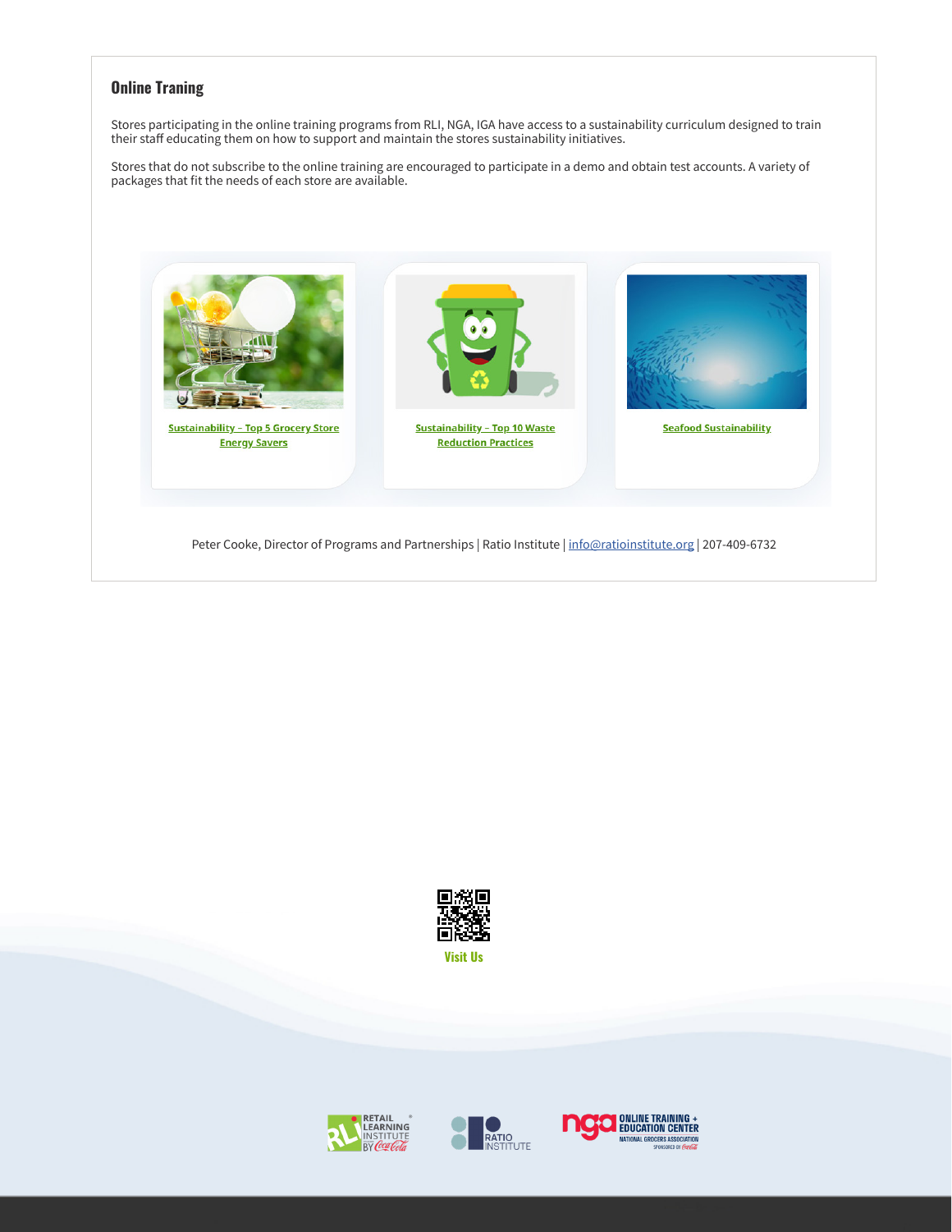## Online Traning

Stores participating in the online training programs from RLI, NGA, IGA have access to a sustainability curriculum designed to train their staff educating them on how to support and maintain the stores sustainability initiatives.

Stores that do not subscribe to the online training are encouraged to participate in a demo and obtain test accounts. A variety of packages that fit the needs of each store are available.

Sustainability – Top 5 Grocery Store Energy Savers

Sustainability – Top 10 Waste Reduction Practices

Seafood Sustainability

Peter Cooke, Director of Programs and Partnerships | Ratio Institute | info@ratioinstitute.org | 207-409-6732

Visit Us